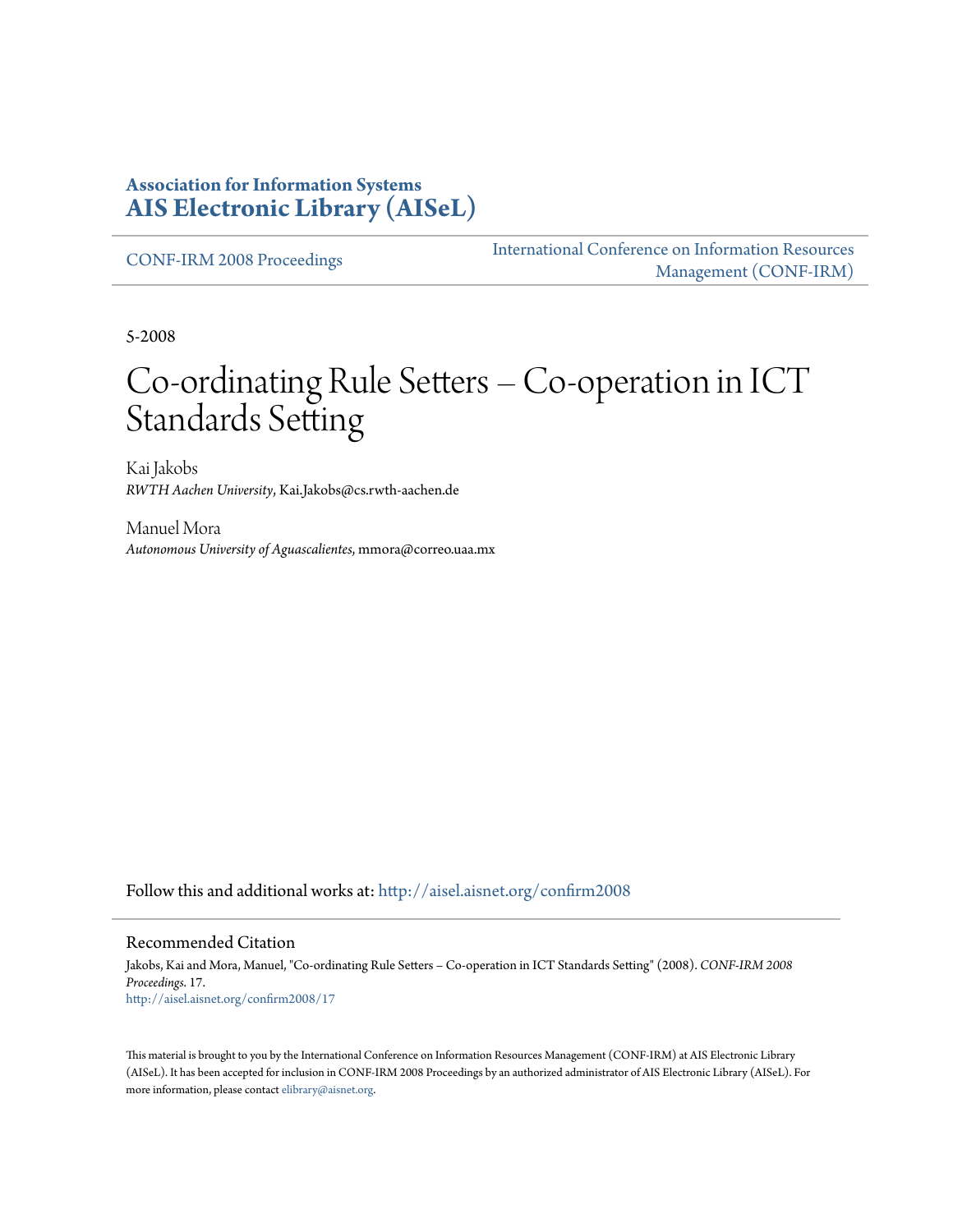**Association for Information Systems**
**AIS Electronic Library (AISeL)**

CONF-IRM 2008 Proceedings

International Conference on Information Resources Management (CONF-IRM)

5-2008

# Co-ordinating Rule Setters – Co-operation in ICT Standards Setting

Kai Jakobs
*RWTH Aachen University*, Kai.Jakobs@cs.rwth-aachen.de

Manuel Mora
*Autonomous University of Aguascalientes*, mmora@correo.uaa.mx

Follow this and additional works at: http://aisel.aisnet.org/confirm2008

## Recommended Citation

Jakobs, Kai and Mora, Manuel, "Co-ordinating Rule Setters – Co-operation in ICT Standards Setting" (2008). *CONF-IRM 2008 Proceedings*. 17.
http://aisel.aisnet.org/confirm2008/17

This material is brought to you by the International Conference on Information Resources Management (CONF-IRM) at AIS Electronic Library (AISeL). It has been accepted for inclusion in CONF-IRM 2008 Proceedings by an authorized administrator of AIS Electronic Library (AISeL). For more information, please contact elibrary@aisnet.org.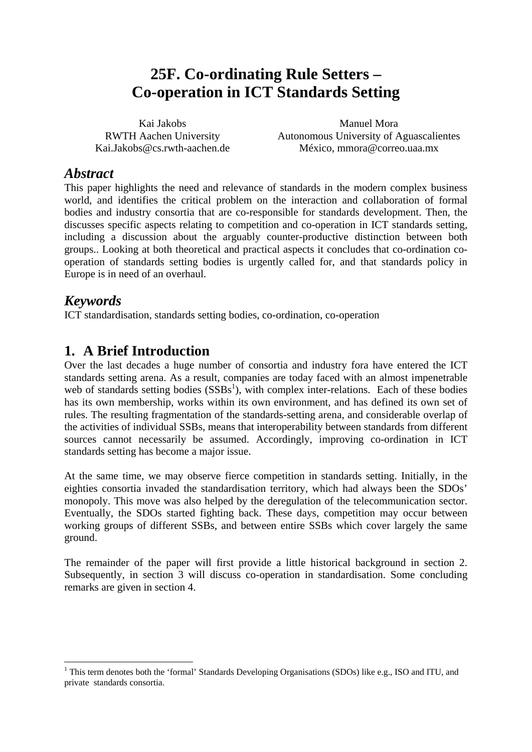# 25F. Co-ordinating Rule Setters – Co-operation in ICT Standards Setting

Kai Jakobs
RWTH Aachen University
Kai.Jakobs@cs.rwth-aachen.de

Manuel Mora
Autonomous University of Aguascalientes
México, mmora@correo.uaa.mx

## *Abstract*

This paper highlights the need and relevance of standards in the modern complex business world, and identifies the critical problem on the interaction and collaboration of formal bodies and industry consortia that are co-responsible for standards development. Then, the discusses specific aspects relating to competition and co-operation in ICT standards setting, including a discussion about the arguably counter-productive distinction between both groups.. Looking at both theoretical and practical aspects it concludes that co-ordination co-operation of standards setting bodies is urgently called for, and that standards policy in Europe is in need of an overhaul.

## *Keywords*

ICT standardisation, standards setting bodies, co-ordination, co-operation

## 1. A Brief Introduction

Over the last decades a huge number of consortia and industry fora have entered the ICT standards setting arena. As a result, companies are today faced with an almost impenetrable web of standards setting bodies (SSBs[1]), with complex inter-relations. Each of these bodies has its own membership, works within its own environment, and has defined its own set of rules. The resulting fragmentation of the standards-setting arena, and considerable overlap of the activities of individual SSBs, means that interoperability between standards from different sources cannot necessarily be assumed. Accordingly, improving co-ordination in ICT standards setting has become a major issue.

At the same time, we may observe fierce competition in standards setting. Initially, in the eighties consortia invaded the standardisation territory, which had always been the SDOs' monopoly. This move was also helped by the deregulation of the telecommunication sector. Eventually, the SDOs started fighting back. These days, competition may occur between working groups of different SSBs, and between entire SSBs which cover largely the same ground.

The remainder of the paper will first provide a little historical background in section 2. Subsequently, in section 3 will discuss co-operation in standardisation. Some concluding remarks are given in section 4.

[1] This term denotes both the 'formal' Standards Developing Organisations (SDOs) like e.g., ISO and ITU, and private standards consortia.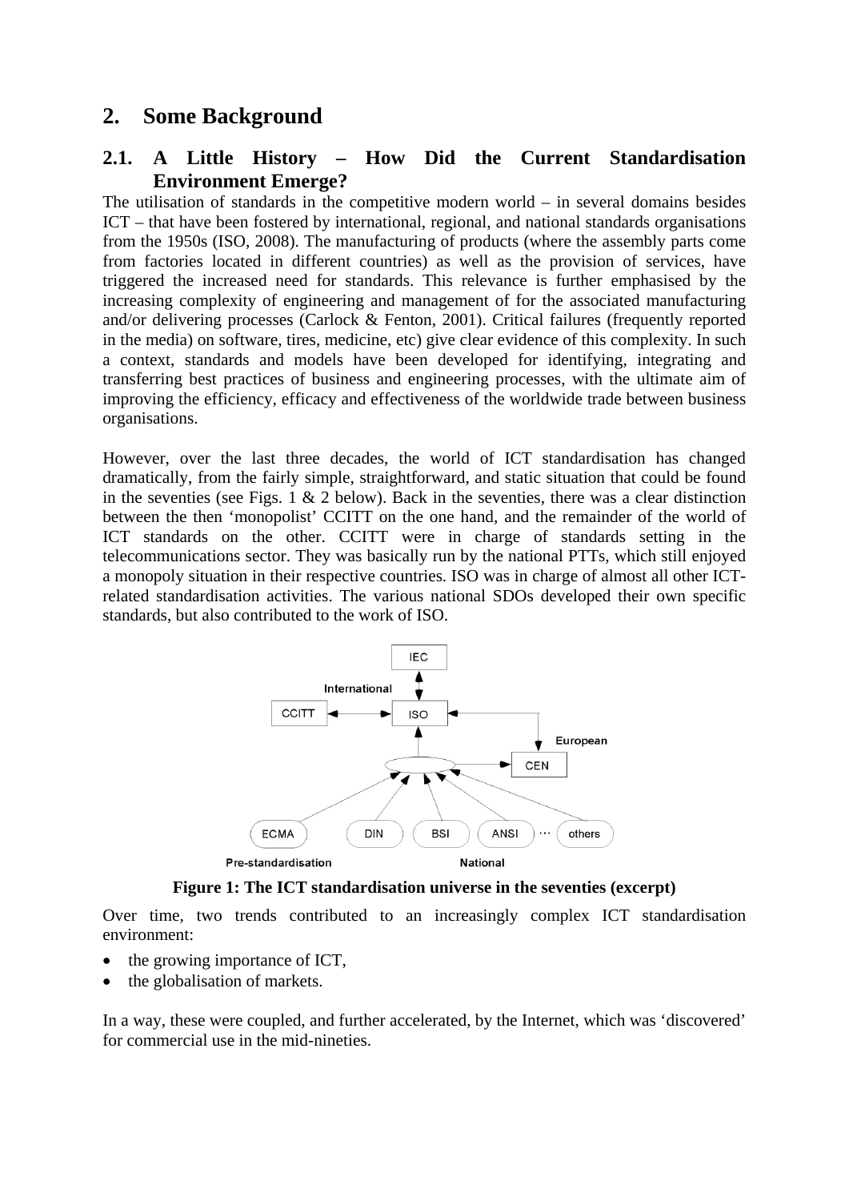## 2. Some Background

### 2.1. A Little History – How Did the Current Standardisation Environment Emerge?

The utilisation of standards in the competitive modern world – in several domains besides ICT – that have been fostered by international, regional, and national standards organisations from the 1950s (ISO, 2008). The manufacturing of products (where the assembly parts come from factories located in different countries) as well as the provision of services, have triggered the increased need for standards. This relevance is further emphasised by the increasing complexity of engineering and management of for the associated manufacturing and/or delivering processes (Carlock & Fenton, 2001). Critical failures (frequently reported in the media) on software, tires, medicine, etc) give clear evidence of this complexity. In such a context, standards and models have been developed for identifying, integrating and transferring best practices of business and engineering processes, with the ultimate aim of improving the efficiency, efficacy and effectiveness of the worldwide trade between business organisations.

However, over the last three decades, the world of ICT standardisation has changed dramatically, from the fairly simple, straightforward, and static situation that could be found in the seventies (see Figs. 1 & 2 below). Back in the seventies, there was a clear distinction between the then 'monopolist' CCITT on the one hand, and the remainder of the world of ICT standards on the other. CCITT were in charge of standards setting in the telecommunications sector. They was basically run by the national PTTs, which still enjoyed a monopoly situation in their respective countries. ISO was in charge of almost all other ICT-related standardisation activities. The various national SDOs developed their own specific standards, but also contributed to the work of ISO.

**Figure 1: The ICT standardisation universe in the seventies (excerpt)**

Over time, two trends contributed to an increasingly complex ICT standardisation environment:

- the growing importance of ICT,
- the globalisation of markets.

In a way, these were coupled, and further accelerated, by the Internet, which was 'discovered' for commercial use in the mid-nineties.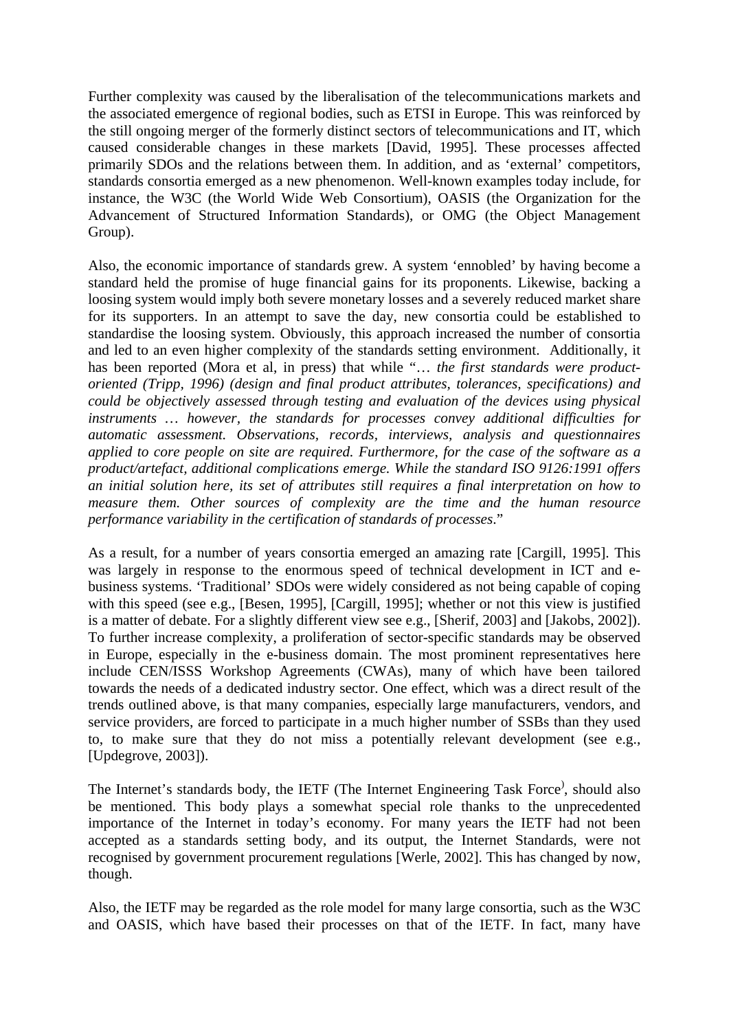Further complexity was caused by the liberalisation of the telecommunications markets and the associated emergence of regional bodies, such as ETSI in Europe. This was reinforced by the still ongoing merger of the formerly distinct sectors of telecommunications and IT, which caused considerable changes in these markets [David, 1995]. These processes affected primarily SDOs and the relations between them. In addition, and as 'external' competitors, standards consortia emerged as a new phenomenon. Well-known examples today include, for instance, the W3C (the World Wide Web Consortium), OASIS (the Organization for the Advancement of Structured Information Standards), or OMG (the Object Management Group).

Also, the economic importance of standards grew. A system 'ennobled' by having become a standard held the promise of huge financial gains for its proponents. Likewise, backing a loosing system would imply both severe monetary losses and a severely reduced market share for its supporters. In an attempt to save the day, new consortia could be established to standardise the loosing system. Obviously, this approach increased the number of consortia and led to an even higher complexity of the standards setting environment. Additionally, it has been reported (Mora et al, in press) that while "… *the first standards were product-oriented (Tripp, 1996) (design and final product attributes, tolerances, specifications) and could be objectively assessed through testing and evaluation of the devices using physical instruments … however, the standards for processes convey additional difficulties for automatic assessment. Observations, records, interviews, analysis and questionnaires applied to core people on site are required. Furthermore, for the case of the software as a product/artefact, additional complications emerge. While the standard ISO 9126:1991 offers an initial solution here, its set of attributes still requires a final interpretation on how to measure them. Other sources of complexity are the time and the human resource performance variability in the certification of standards of processes*."

As a result, for a number of years consortia emerged an amazing rate [Cargill, 1995]. This was largely in response to the enormous speed of technical development in ICT and e-business systems. 'Traditional' SDOs were widely considered as not being capable of coping with this speed (see e.g., [Besen, 1995], [Cargill, 1995]; whether or not this view is justified is a matter of debate. For a slightly different view see e.g., [Sherif, 2003] and [Jakobs, 2002]). To further increase complexity, a proliferation of sector-specific standards may be observed in Europe, especially in the e-business domain. The most prominent representatives here include CEN/ISSS Workshop Agreements (CWAs), many of which have been tailored towards the needs of a dedicated industry sector. One effect, which was a direct result of the trends outlined above, is that many companies, especially large manufacturers, vendors, and service providers, are forced to participate in a much higher number of SSBs than they used to, to make sure that they do not miss a potentially relevant development (see e.g., [Updegrove, 2003]).

The Internet's standards body, the IETF (The Internet Engineering Task Force), should also be mentioned. This body plays a somewhat special role thanks to the unprecedented importance of the Internet in today's economy. For many years the IETF had not been accepted as a standards setting body, and its output, the Internet Standards, were not recognised by government procurement regulations [Werle, 2002]. This has changed by now, though.

Also, the IETF may be regarded as the role model for many large consortia, such as the W3C and OASIS, which have based their processes on that of the IETF. In fact, many have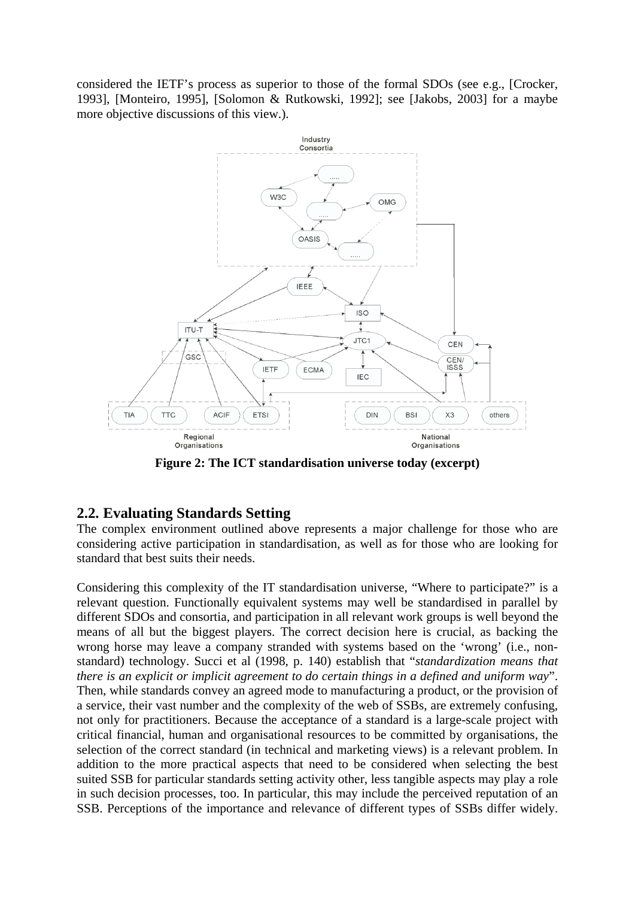considered the IETF's process as superior to those of the formal SDOs (see e.g., [Crocker, 1993], [Monteiro, 1995], [Solomon & Rutkowski, 1992]; see [Jakobs, 2003] for a maybe more objective discussions of this view.).

**Figure 2: The ICT standardisation universe today (excerpt)**

## 2.2. Evaluating Standards Setting

The complex environment outlined above represents a major challenge for those who are considering active participation in standardisation, as well as for those who are looking for standard that best suits their needs.

Considering this complexity of the IT standardisation universe, "Where to participate?" is a relevant question. Functionally equivalent systems may well be standardised in parallel by different SDOs and consortia, and participation in all relevant work groups is well beyond the means of all but the biggest players. The correct decision here is crucial, as backing the wrong horse may leave a company stranded with systems based on the 'wrong' (i.e., non-standard) technology. Succi et al (1998, p. 140) establish that "*standardization means that there is an explicit or implicit agreement to do certain things in a defined and uniform way*". Then, while standards convey an agreed mode to manufacturing a product, or the provision of a service, their vast number and the complexity of the web of SSBs, are extremely confusing, not only for practitioners. Because the acceptance of a standard is a large-scale project with critical financial, human and organisational resources to be committed by organisations, the selection of the correct standard (in technical and marketing views) is a relevant problem. In addition to the more practical aspects that need to be considered when selecting the best suited SSB for particular standards setting activity other, less tangible aspects may play a role in such decision processes, too. In particular, this may include the perceived reputation of an SSB. Perceptions of the importance and relevance of different types of SSBs differ widely.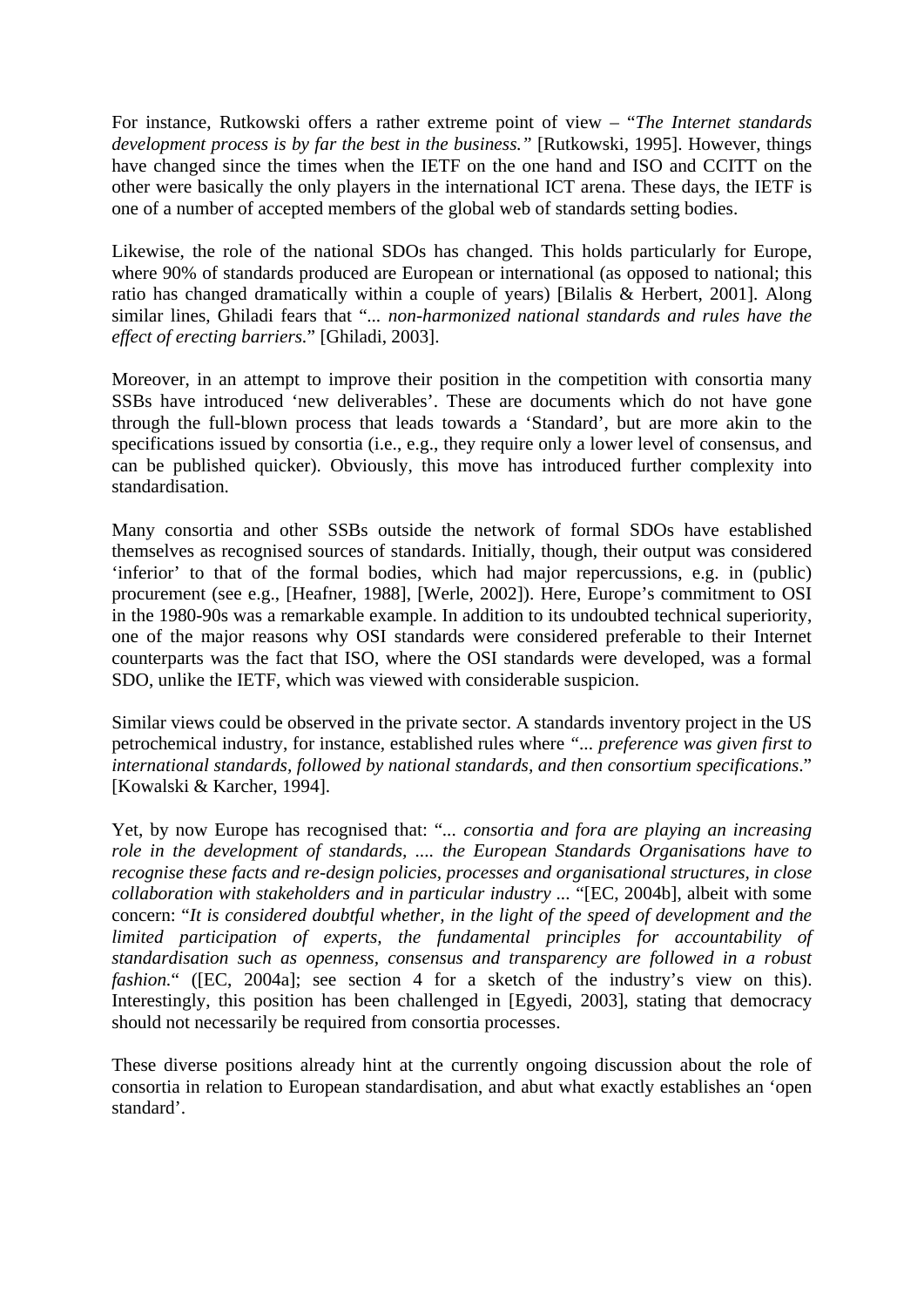For instance, Rutkowski offers a rather extreme point of view – "*The Internet standards development process is by far the best in the business.*" [Rutkowski, 1995]. However, things have changed since the times when the IETF on the one hand and ISO and CCITT on the other were basically the only players in the international ICT arena. These days, the IETF is one of a number of accepted members of the global web of standards setting bodies.

Likewise, the role of the national SDOs has changed. This holds particularly for Europe, where 90% of standards produced are European or international (as opposed to national; this ratio has changed dramatically within a couple of years) [Bilalis & Herbert, 2001]. Along similar lines, Ghiladi fears that "*... non-harmonized national standards and rules have the effect of erecting barriers.*" [Ghiladi, 2003].

Moreover, in an attempt to improve their position in the competition with consortia many SSBs have introduced 'new deliverables'. These are documents which do not have gone through the full-blown process that leads towards a 'Standard', but are more akin to the specifications issued by consortia (i.e., e.g., they require only a lower level of consensus, and can be published quicker). Obviously, this move has introduced further complexity into standardisation.

Many consortia and other SSBs outside the network of formal SDOs have established themselves as recognised sources of standards. Initially, though, their output was considered 'inferior' to that of the formal bodies, which had major repercussions, e.g. in (public) procurement (see e.g., [Heafner, 1988], [Werle, 2002]). Here, Europe's commitment to OSI in the 1980-90s was a remarkable example. In addition to its undoubted technical superiority, one of the major reasons why OSI standards were considered preferable to their Internet counterparts was the fact that ISO, where the OSI standards were developed, was a formal SDO, unlike the IETF, which was viewed with considerable suspicion.

Similar views could be observed in the private sector. A standards inventory project in the US petrochemical industry, for instance, established rules where "*... preference was given first to international standards, followed by national standards, and then consortium specifications*." [Kowalski & Karcher, 1994].

Yet, by now Europe has recognised that: "*... consortia and fora are playing an increasing role in the development of standards, .... the European Standards Organisations have to recognise these facts and re-design policies, processes and organisational structures, in close collaboration with stakeholders and in particular industry ...* "[EC, 2004b], albeit with some concern: "*It is considered doubtful whether, in the light of the speed of development and the limited participation of experts, the fundamental principles for accountability of standardisation such as openness, consensus and transparency are followed in a robust fashion.*" ([EC, 2004a]; see section 4 for a sketch of the industry's view on this). Interestingly, this position has been challenged in [Egyedi, 2003], stating that democracy should not necessarily be required from consortia processes.

These diverse positions already hint at the currently ongoing discussion about the role of consortia in relation to European standardisation, and abut what exactly establishes an 'open standard'.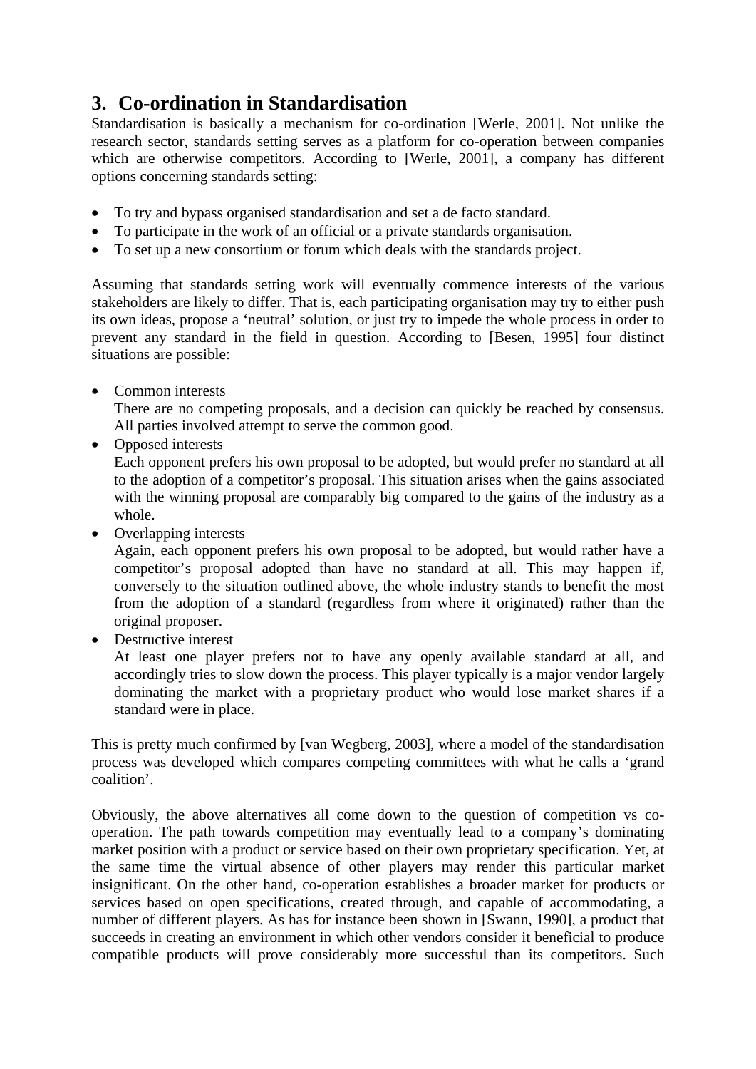## 3. Co-ordination in Standardisation

Standardisation is basically a mechanism for co-ordination [Werle, 2001]. Not unlike the research sector, standards setting serves as a platform for co-operation between companies which are otherwise competitors. According to [Werle, 2001], a company has different options concerning standards setting:

- To try and bypass organised standardisation and set a de facto standard.
- To participate in the work of an official or a private standards organisation.
- To set up a new consortium or forum which deals with the standards project.

Assuming that standards setting work will eventually commence interests of the various stakeholders are likely to differ. That is, each participating organisation may try to either push its own ideas, propose a 'neutral' solution, or just try to impede the whole process in order to prevent any standard in the field in question. According to [Besen, 1995] four distinct situations are possible:

- Common interests
  There are no competing proposals, and a decision can quickly be reached by consensus. All parties involved attempt to serve the common good.
- Opposed interests
  Each opponent prefers his own proposal to be adopted, but would prefer no standard at all to the adoption of a competitor's proposal. This situation arises when the gains associated with the winning proposal are comparably big compared to the gains of the industry as a whole.
- Overlapping interests
  Again, each opponent prefers his own proposal to be adopted, but would rather have a competitor's proposal adopted than have no standard at all. This may happen if, conversely to the situation outlined above, the whole industry stands to benefit the most from the adoption of a standard (regardless from where it originated) rather than the original proposer.
- Destructive interest
  At least one player prefers not to have any openly available standard at all, and accordingly tries to slow down the process. This player typically is a major vendor largely dominating the market with a proprietary product who would lose market shares if a standard were in place.

This is pretty much confirmed by [van Wegberg, 2003], where a model of the standardisation process was developed which compares competing committees with what he calls a 'grand coalition'.

Obviously, the above alternatives all come down to the question of competition vs co-operation. The path towards competition may eventually lead to a company's dominating market position with a product or service based on their own proprietary specification. Yet, at the same time the virtual absence of other players may render this particular market insignificant. On the other hand, co-operation establishes a broader market for products or services based on open specifications, created through, and capable of accommodating, a number of different players. As has for instance been shown in [Swann, 1990], a product that succeeds in creating an environment in which other vendors consider it beneficial to produce compatible products will prove considerably more successful than its competitors. Such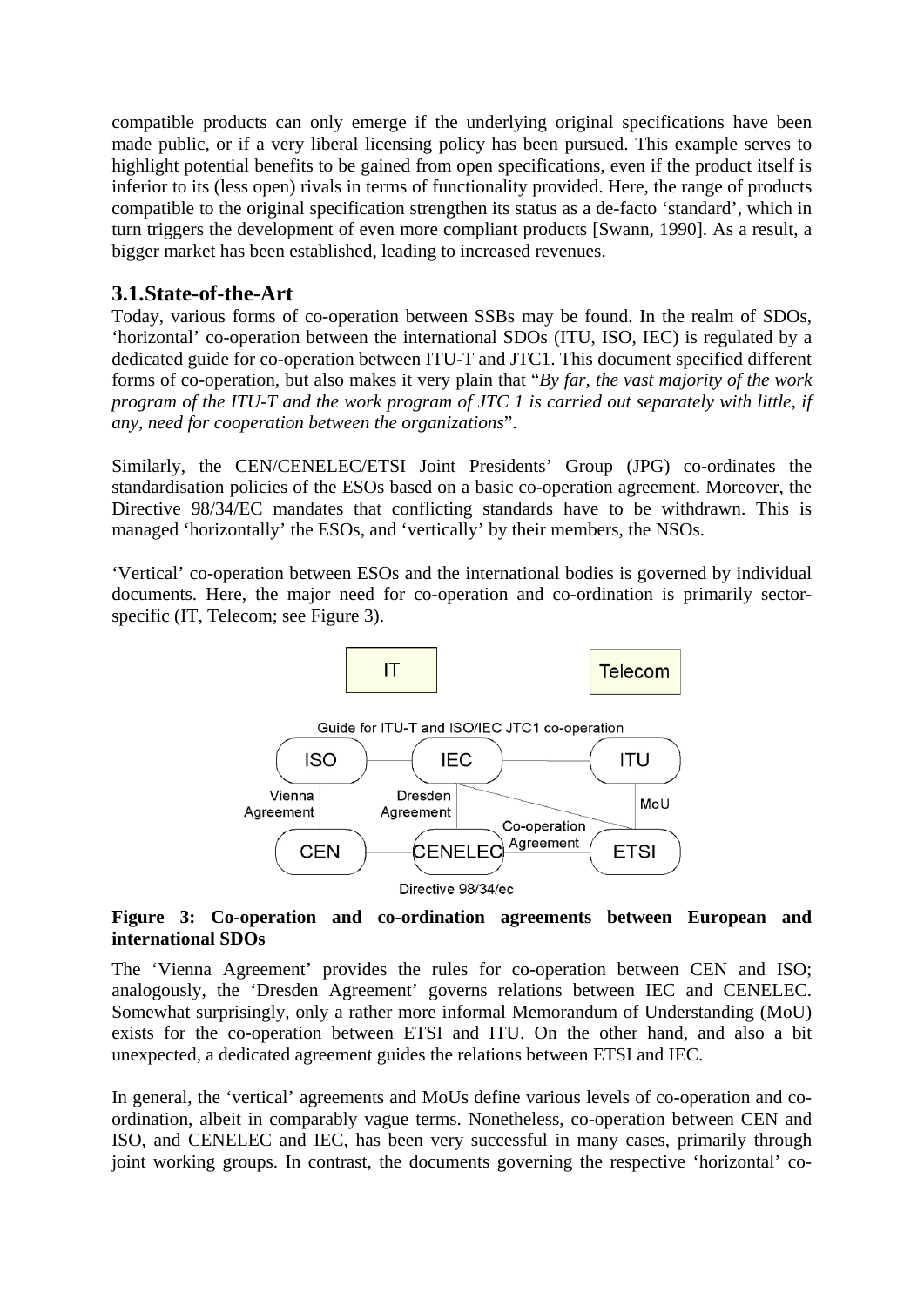compatible products can only emerge if the underlying original specifications have been made public, or if a very liberal licensing policy has been pursued. This example serves to highlight potential benefits to be gained from open specifications, even if the product itself is inferior to its (less open) rivals in terms of functionality provided. Here, the range of products compatible to the original specification strengthen its status as a de-facto 'standard', which in turn triggers the development of even more compliant products [Swann, 1990]. As a result, a bigger market has been established, leading to increased revenues.

## 3.1. State-of-the-Art

Today, various forms of co-operation between SSBs may be found. In the realm of SDOs, 'horizontal' co-operation between the international SDOs (ITU, ISO, IEC) is regulated by a dedicated guide for co-operation between ITU-T and JTC1. This document specified different forms of co-operation, but also makes it very plain that "*By far, the vast majority of the work program of the ITU-T and the work program of JTC 1 is carried out separately with little, if any, need for cooperation between the organizations*".

Similarly, the CEN/CENELEC/ETSI Joint Presidents' Group (JPG) co-ordinates the standardisation policies of the ESOs based on a basic co-operation agreement. Moreover, the Directive 98/34/EC mandates that conflicting standards have to be withdrawn. This is managed 'horizontally' the ESOs, and 'vertically' by their members, the NSOs.

'Vertical' co-operation between ESOs and the international bodies is governed by individual documents. Here, the major need for co-operation and co-ordination is primarily sector-specific (IT, Telecom; see Figure 3).

**Figure 3: Co-operation and co-ordination agreements between European and international SDOs**

The 'Vienna Agreement' provides the rules for co-operation between CEN and ISO; analogously, the 'Dresden Agreement' governs relations between IEC and CENELEC. Somewhat surprisingly, only a rather more informal Memorandum of Understanding (MoU) exists for the co-operation between ETSI and ITU. On the other hand, and also a bit unexpected, a dedicated agreement guides the relations between ETSI and IEC.

In general, the 'vertical' agreements and MoUs define various levels of co-operation and co-ordination, albeit in comparably vague terms. Nonetheless, co-operation between CEN and ISO, and CENELEC and IEC, has been very successful in many cases, primarily through joint working groups. In contrast, the documents governing the respective 'horizontal' co-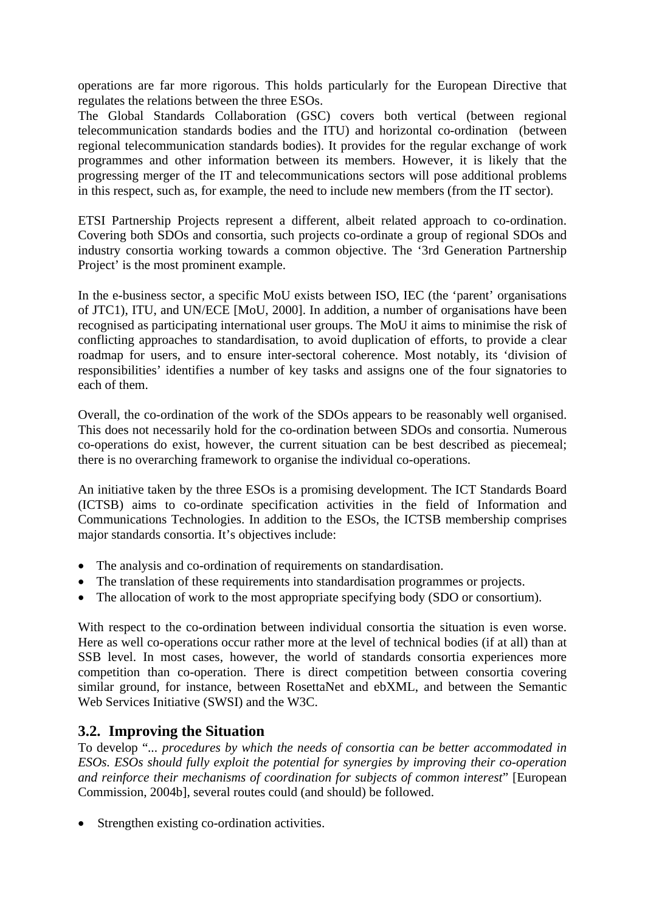operations are far more rigorous. This holds particularly for the European Directive that regulates the relations between the three ESOs.
The Global Standards Collaboration (GSC) covers both vertical (between regional telecommunication standards bodies and the ITU) and horizontal co-ordination (between regional telecommunication standards bodies). It provides for the regular exchange of work programmes and other information between its members. However, it is likely that the progressing merger of the IT and telecommunications sectors will pose additional problems in this respect, such as, for example, the need to include new members (from the IT sector).

ETSI Partnership Projects represent a different, albeit related approach to co-ordination. Covering both SDOs and consortia, such projects co-ordinate a group of regional SDOs and industry consortia working towards a common objective. The '3rd Generation Partnership Project' is the most prominent example.

In the e-business sector, a specific MoU exists between ISO, IEC (the 'parent' organisations of JTC1), ITU, and UN/ECE [MoU, 2000]. In addition, a number of organisations have been recognised as participating international user groups. The MoU it aims to minimise the risk of conflicting approaches to standardisation, to avoid duplication of efforts, to provide a clear roadmap for users, and to ensure inter-sectoral coherence. Most notably, its 'division of responsibilities' identifies a number of key tasks and assigns one of the four signatories to each of them.

Overall, the co-ordination of the work of the SDOs appears to be reasonably well organised. This does not necessarily hold for the co-ordination between SDOs and consortia. Numerous co-operations do exist, however, the current situation can be best described as piecemeal; there is no overarching framework to organise the individual co-operations.

An initiative taken by the three ESOs is a promising development. The ICT Standards Board (ICTSB) aims to co-ordinate specification activities in the field of Information and Communications Technologies. In addition to the ESOs, the ICTSB membership comprises major standards consortia. It's objectives include:

- The analysis and co-ordination of requirements on standardisation.
- The translation of these requirements into standardisation programmes or projects.
- The allocation of work to the most appropriate specifying body (SDO or consortium).

With respect to the co-ordination between individual consortia the situation is even worse. Here as well co-operations occur rather more at the level of technical bodies (if at all) than at SSB level. In most cases, however, the world of standards consortia experiences more competition than co-operation. There is direct competition between consortia covering similar ground, for instance, between RosettaNet and ebXML, and between the Semantic Web Services Initiative (SWSI) and the W3C.

## 3.2. Improving the Situation

To develop "*... procedures by which the needs of consortia can be better accommodated in ESOs. ESOs should fully exploit the potential for synergies by improving their co-operation and reinforce their mechanisms of coordination for subjects of common interest*" [European Commission, 2004b], several routes could (and should) be followed.

- Strengthen existing co-ordination activities.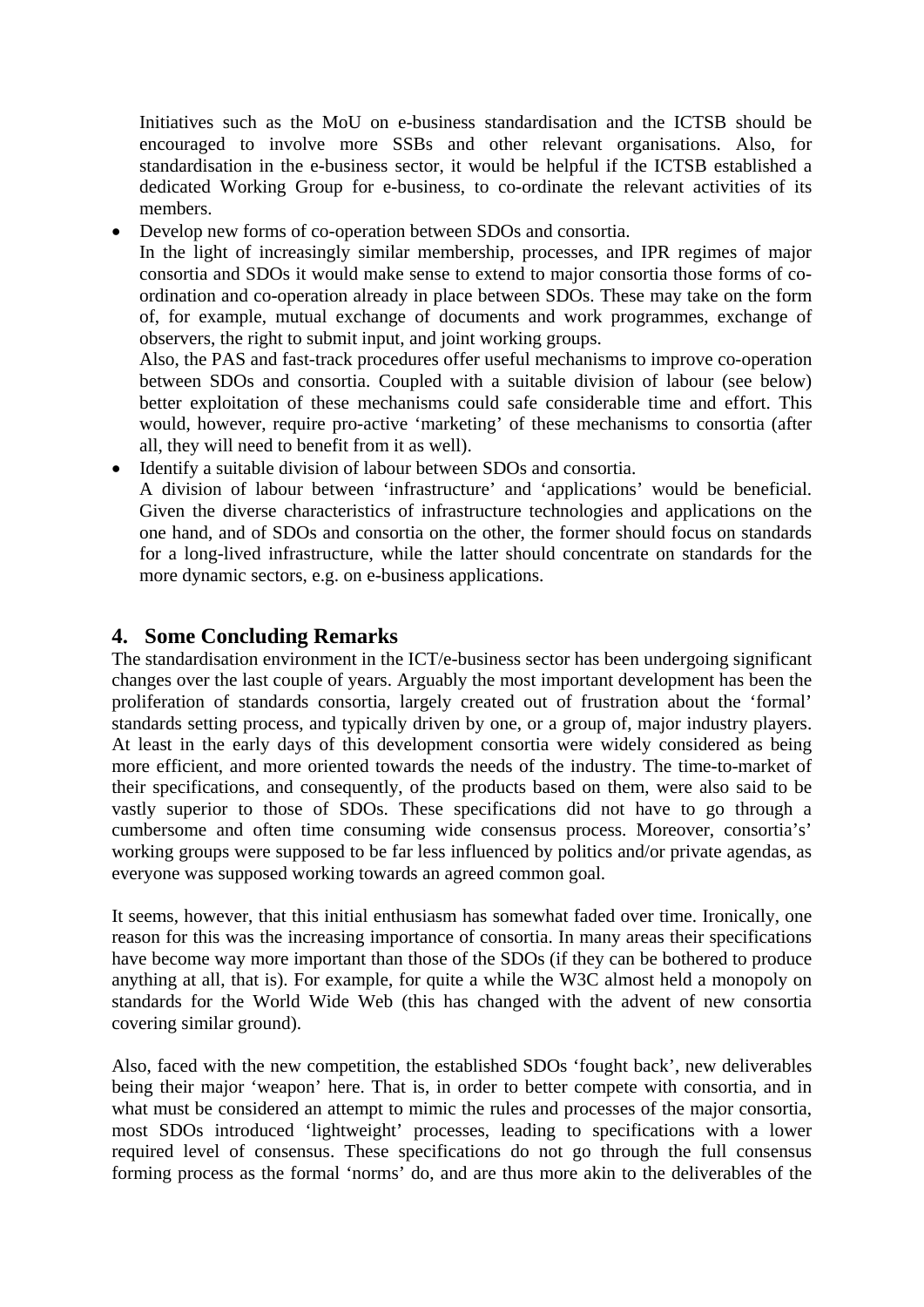Initiatives such as the MoU on e-business standardisation and the ICTSB should be encouraged to involve more SSBs and other relevant organisations. Also, for standardisation in the e-business sector, it would be helpful if the ICTSB established a dedicated Working Group for e-business, to co-ordinate the relevant activities of its members.

- Develop new forms of co-operation between SDOs and consortia.
  In the light of increasingly similar membership, processes, and IPR regimes of major consortia and SDOs it would make sense to extend to major consortia those forms of co-ordination and co-operation already in place between SDOs. These may take on the form of, for example, mutual exchange of documents and work programmes, exchange of observers, the right to submit input, and joint working groups.
  Also, the PAS and fast-track procedures offer useful mechanisms to improve co-operation between SDOs and consortia. Coupled with a suitable division of labour (see below) better exploitation of these mechanisms could safe considerable time and effort. This would, however, require pro-active 'marketing' of these mechanisms to consortia (after all, they will need to benefit from it as well).
- Identify a suitable division of labour between SDOs and consortia.
  A division of labour between 'infrastructure' and 'applications' would be beneficial. Given the diverse characteristics of infrastructure technologies and applications on the one hand, and of SDOs and consortia on the other, the former should focus on standards for a long-lived infrastructure, while the latter should concentrate on standards for the more dynamic sectors, e.g. on e-business applications.

## 4. Some Concluding Remarks

The standardisation environment in the ICT/e-business sector has been undergoing significant changes over the last couple of years. Arguably the most important development has been the proliferation of standards consortia, largely created out of frustration about the 'formal' standards setting process, and typically driven by one, or a group of, major industry players. At least in the early days of this development consortia were widely considered as being more efficient, and more oriented towards the needs of the industry. The time-to-market of their specifications, and consequently, of the products based on them, were also said to be vastly superior to those of SDOs. These specifications did not have to go through a cumbersome and often time consuming wide consensus process. Moreover, consortia's' working groups were supposed to be far less influenced by politics and/or private agendas, as everyone was supposed working towards an agreed common goal.

It seems, however, that this initial enthusiasm has somewhat faded over time. Ironically, one reason for this was the increasing importance of consortia. In many areas their specifications have become way more important than those of the SDOs (if they can be bothered to produce anything at all, that is). For example, for quite a while the W3C almost held a monopoly on standards for the World Wide Web (this has changed with the advent of new consortia covering similar ground).

Also, faced with the new competition, the established SDOs 'fought back', new deliverables being their major 'weapon' here. That is, in order to better compete with consortia, and in what must be considered an attempt to mimic the rules and processes of the major consortia, most SDOs introduced 'lightweight' processes, leading to specifications with a lower required level of consensus. These specifications do not go through the full consensus forming process as the formal 'norms' do, and are thus more akin to the deliverables of the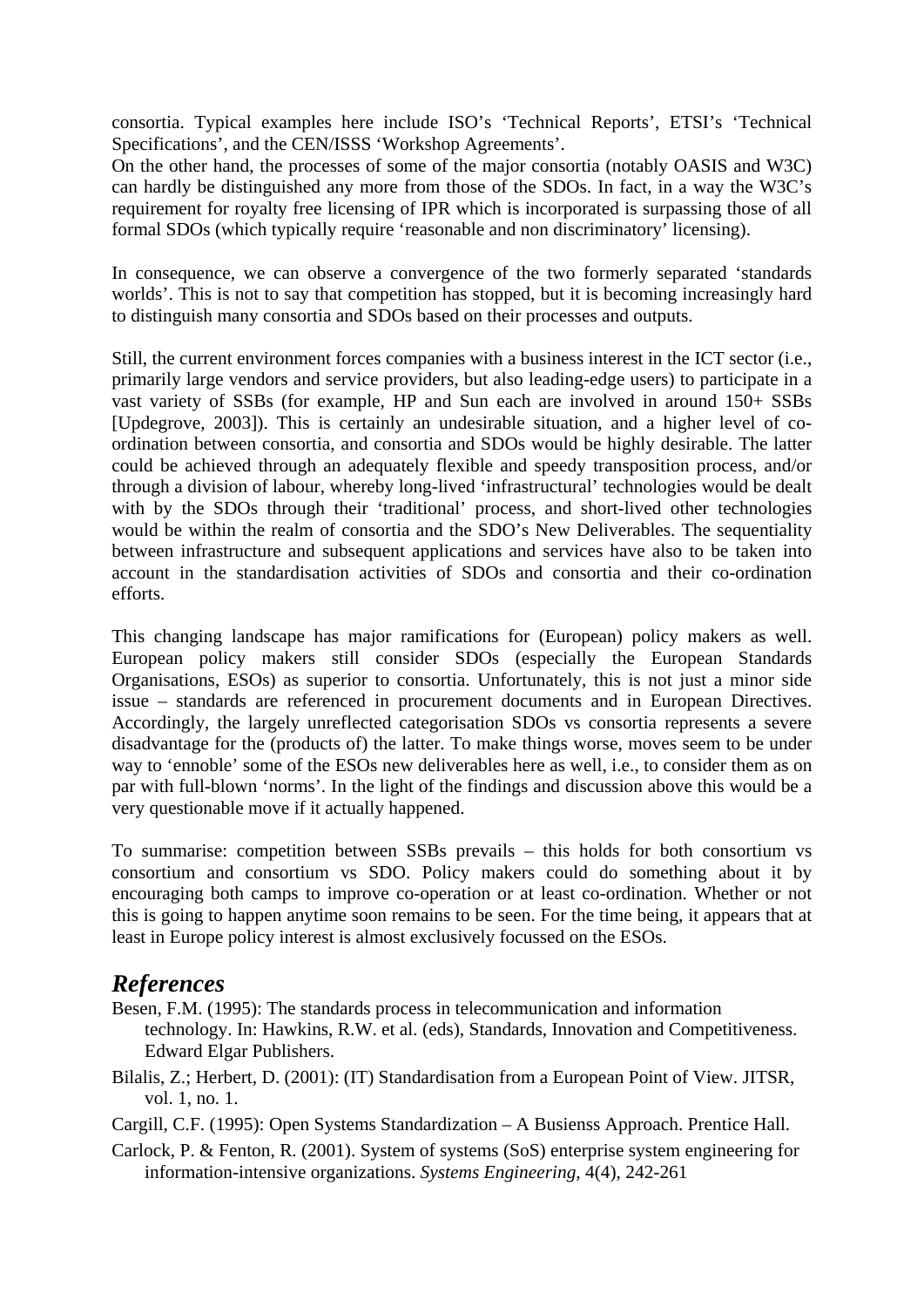consortia. Typical examples here include ISO's 'Technical Reports', ETSI's 'Technical Specifications', and the CEN/ISSS 'Workshop Agreements'.
On the other hand, the processes of some of the major consortia (notably OASIS and W3C) can hardly be distinguished any more from those of the SDOs. In fact, in a way the W3C's requirement for royalty free licensing of IPR which is incorporated is surpassing those of all formal SDOs (which typically require 'reasonable and non discriminatory' licensing).

In consequence, we can observe a convergence of the two formerly separated 'standards worlds'. This is not to say that competition has stopped, but it is becoming increasingly hard to distinguish many consortia and SDOs based on their processes and outputs.

Still, the current environment forces companies with a business interest in the ICT sector (i.e., primarily large vendors and service providers, but also leading-edge users) to participate in a vast variety of SSBs (for example, HP and Sun each are involved in around 150+ SSBs [Updegrove, 2003]). This is certainly an undesirable situation, and a higher level of co-ordination between consortia, and consortia and SDOs would be highly desirable. The latter could be achieved through an adequately flexible and speedy transposition process, and/or through a division of labour, whereby long-lived 'infrastructural' technologies would be dealt with by the SDOs through their 'traditional' process, and short-lived other technologies would be within the realm of consortia and the SDO's New Deliverables. The sequentiality between infrastructure and subsequent applications and services have also to be taken into account in the standardisation activities of SDOs and consortia and their co-ordination efforts.

This changing landscape has major ramifications for (European) policy makers as well. European policy makers still consider SDOs (especially the European Standards Organisations, ESOs) as superior to consortia. Unfortunately, this is not just a minor side issue – standards are referenced in procurement documents and in European Directives. Accordingly, the largely unreflected categorisation SDOs vs consortia represents a severe disadvantage for the (products of) the latter. To make things worse, moves seem to be under way to 'ennoble' some of the ESOs new deliverables here as well, i.e., to consider them as on par with full-blown 'norms'. In the light of the findings and discussion above this would be a very questionable move if it actually happened.

To summarise: competition between SSBs prevails – this holds for both consortium vs consortium and consortium vs SDO. Policy makers could do something about it by encouraging both camps to improve co-operation or at least co-ordination. Whether or not this is going to happen anytime soon remains to be seen. For the time being, it appears that at least in Europe policy interest is almost exclusively focussed on the ESOs.

## *References*

Besen, F.M. (1995): The standards process in telecommunication and information technology. In: Hawkins, R.W. et al. (eds), Standards, Innovation and Competitiveness. Edward Elgar Publishers.

Bilalis, Z.; Herbert, D. (2001): (IT) Standardisation from a European Point of View. JITSR, vol. 1, no. 1.

Cargill, C.F. (1995): Open Systems Standardization – A Busienss Approach. Prentice Hall.

Carlock, P. & Fenton, R. (2001). System of systems (SoS) enterprise system engineering for information-intensive organizations. *Systems Engineering,* 4(4), 242-261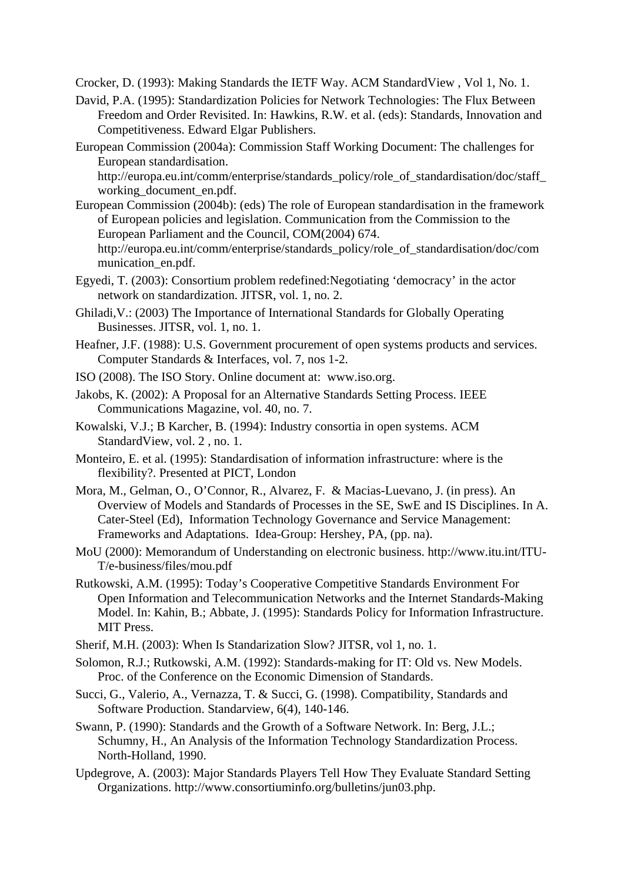Crocker, D. (1993): Making Standards the IETF Way. ACM StandardView , Vol 1, No. 1.

David, P.A. (1995): Standardization Policies for Network Technologies: The Flux Between Freedom and Order Revisited. In: Hawkins, R.W. et al. (eds): Standards, Innovation and Competitiveness. Edward Elgar Publishers.

European Commission (2004a): Commission Staff Working Document: The challenges for European standardisation. http://europa.eu.int/comm/enterprise/standards_policy/role_of_standardisation/doc/staff_working_document_en.pdf.

European Commission (2004b): (eds) The role of European standardisation in the framework of European policies and legislation. Communication from the Commission to the European Parliament and the Council, COM(2004) 674. http://europa.eu.int/comm/enterprise/standards_policy/role_of_standardisation/doc/communication_en.pdf.

Egyedi, T. (2003): Consortium problem redefined:Negotiating 'democracy' in the actor network on standardization. JITSR, vol. 1, no. 2.

Ghiladi,V.: (2003) The Importance of International Standards for Globally Operating Businesses. JITSR, vol. 1, no. 1.

Heafner, J.F. (1988): U.S. Government procurement of open systems products and services. Computer Standards & Interfaces, vol. 7, nos 1-2.

ISO (2008). The ISO Story. Online document at: www.iso.org.

Jakobs, K. (2002): A Proposal for an Alternative Standards Setting Process. IEEE Communications Magazine, vol. 40, no. 7.

Kowalski, V.J.; B Karcher, B. (1994): Industry consortia in open systems. ACM StandardView, vol. 2 , no. 1.

Monteiro, E. et al. (1995): Standardisation of information infrastructure: where is the flexibility?. Presented at PICT, London

Mora, M., Gelman, O., O'Connor, R., Alvarez, F. & Macias-Luevano, J. (in press). An Overview of Models and Standards of Processes in the SE, SwE and IS Disciplines. In A. Cater-Steel (Ed), Information Technology Governance and Service Management: Frameworks and Adaptations. Idea-Group: Hershey, PA, (pp. na).

MoU (2000): Memorandum of Understanding on electronic business. http://www.itu.int/ITU-T/e-business/files/mou.pdf

Rutkowski, A.M. (1995): Today's Cooperative Competitive Standards Environment For Open Information and Telecommunication Networks and the Internet Standards-Making Model. In: Kahin, B.; Abbate, J. (1995): Standards Policy for Information Infrastructure. MIT Press.

Sherif, M.H. (2003): When Is Standarization Slow? JITSR, vol 1, no. 1.

Solomon, R.J.; Rutkowski, A.M. (1992): Standards-making for IT: Old vs. New Models. Proc. of the Conference on the Economic Dimension of Standards.

Succi, G., Valerio, A., Vernazza, T. & Succi, G. (1998). Compatibility, Standards and Software Production. Standarview, 6(4), 140-146.

Swann, P. (1990): Standards and the Growth of a Software Network. In: Berg, J.L.; Schumny, H., An Analysis of the Information Technology Standardization Process. North-Holland, 1990.

Updegrove, A. (2003): Major Standards Players Tell How They Evaluate Standard Setting Organizations. http://www.consortiuminfo.org/bulletins/jun03.php.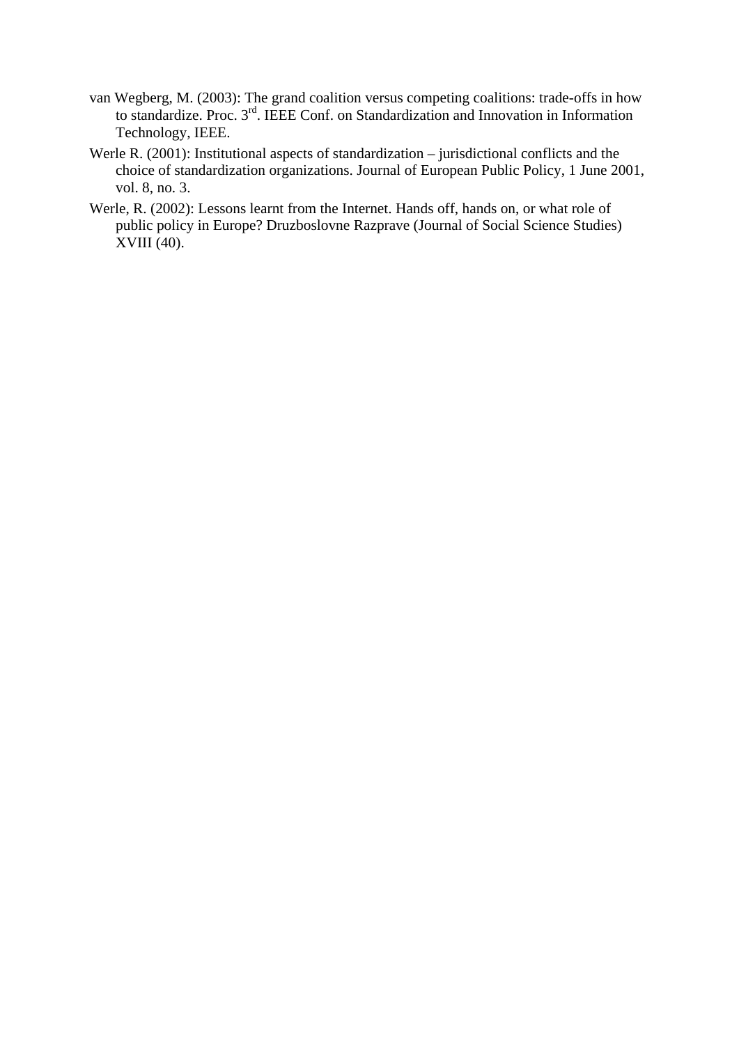van Wegberg, M. (2003): The grand coalition versus competing coalitions: trade-offs in how to standardize. Proc. 3rd. IEEE Conf. on Standardization and Innovation in Information Technology, IEEE.

Werle R. (2001): Institutional aspects of standardization – jurisdictional conflicts and the choice of standardization organizations. Journal of European Public Policy, 1 June 2001, vol. 8, no. 3.

Werle, R. (2002): Lessons learnt from the Internet. Hands off, hands on, or what role of public policy in Europe? Druzboslovne Razprave (Journal of Social Science Studies) XVIII (40).